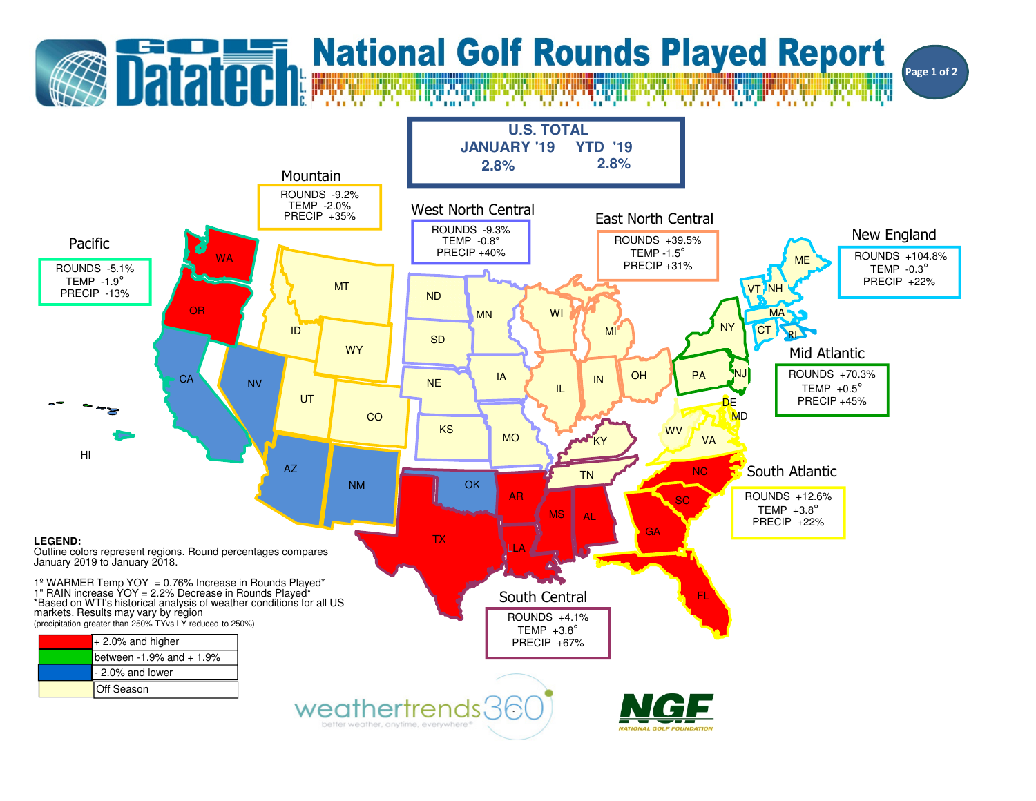# National Golf Rounds Played Report

Golf Datatech L.L.C.

## U.S. TOTAL

| JANUARY '19 | YTD '19 |
|---|---|
| 2.8% | 2.8% |

### Mountain
ROUNDS -9.2%
TEMP -2.0%
PRECIP +35%

### West North Central
ROUNDS -9.3%
TEMP -0.8°
PRECIP +40%

### East North Central
ROUNDS +39.5%
TEMP -1.5°
PRECIP +31%

### New England
ROUNDS +104.8%
TEMP -0.3°
PRECIP +22%

### Pacific
ROUNDS -5.1%
TEMP -1.9°
PRECIP -13%

### Mid Atlantic
ROUNDS +70.3%
TEMP +0.5°
PRECIP +45%

### South Atlantic
ROUNDS +12.6%
TEMP +3.8°
PRECIP +22%

### South Central
ROUNDS +4.1%
TEMP +3.8°
PRECIP +67%

WA, OR, CA, NV, ID, MT, WY, UT, CO, AZ, NM, HI, ND, SD, NE, KS, MN, IA, MO, WI, MI, IL, IN, OH, KY, TN, OK, TX, AR, LA, MS, AL, GA, FL, SC, NC, VA, WV, MD, DE, PA, NJ, NY, CT, RI, MA, VT, NH, ME

**LEGEND:**
Outline colors represent regions. Round percentages compares January 2019 to January 2018.

1º WARMER Temp YOY = 0.76% Increase in Rounds Played*
1" RAIN increase YOY = 2.2% Decrease in Rounds Played*
*Based on WTI's historical analysis of weather conditions for all US markets. Results may vary by region
(precipitation greater than 250% TYvs LY reduced to 250%)

| Color | Meaning |
|---|---|
| Red | + 2.0% and higher |
| Green | between -1.9% and + 1.9% |
| Blue | - 2.0% and lower |
| Light yellow | Off Season |

weathertrends360 — better weather, anytime, everywhere®

NGF — NATIONAL GOLF FOUNDATION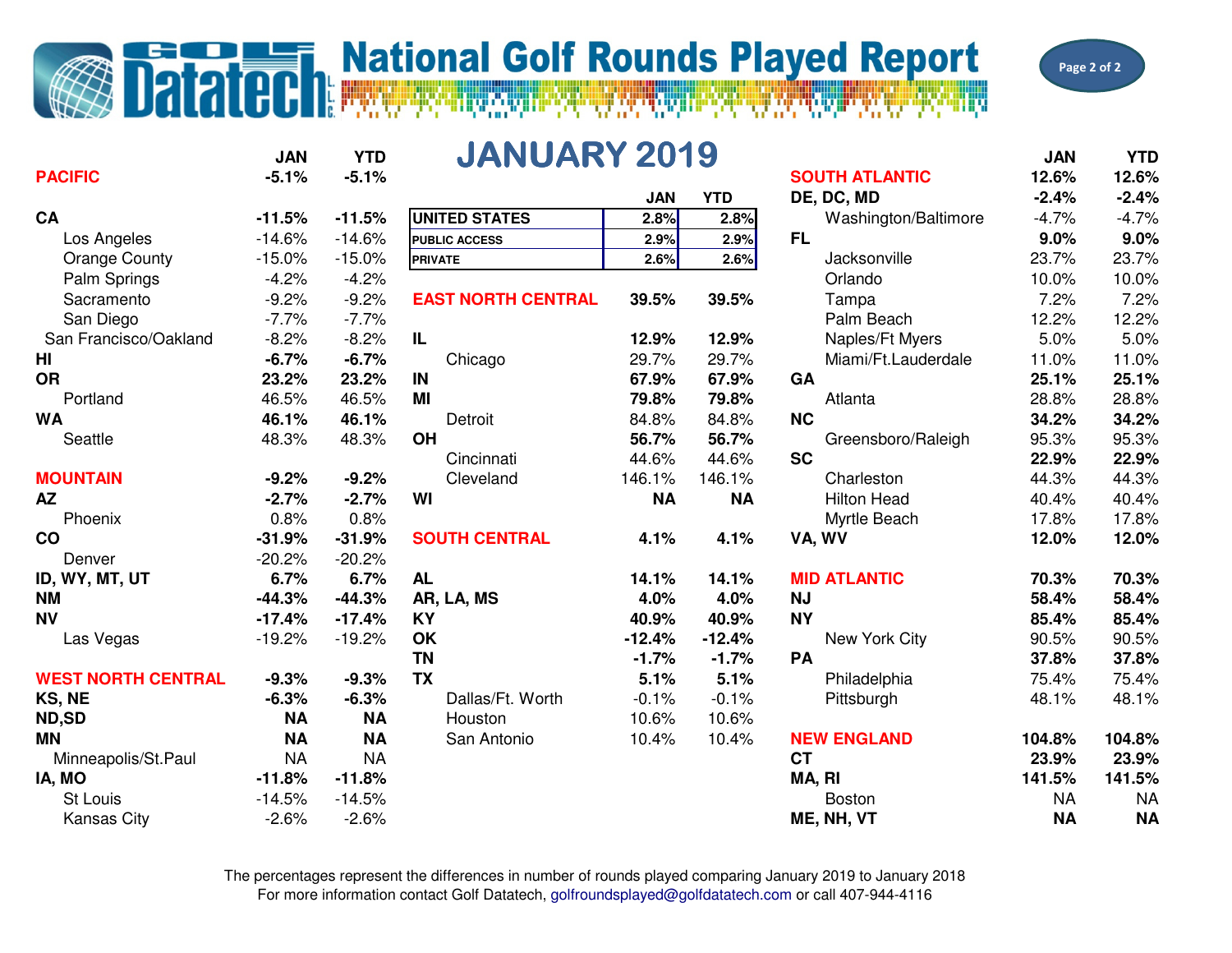# National Golf Rounds Played Report

## JANUARY 2019

| | JAN | YTD |
|---|---|---|
| **UNITED STATES** | **2.8%** | **2.8%** |
| **PUBLIC ACCESS** | **2.9%** | **2.9%** |
| **PRIVATE** | **2.6%** | **2.6%** |

| | JAN | YTD |
|---|---|---|
| **PACIFIC** | **-5.1%** | **-5.1%** |
| **CA** | **-11.5%** | **-11.5%** |
| Los Angeles | -14.6% | -14.6% |
| Orange County | -15.0% | -15.0% |
| Palm Springs | -4.2% | -4.2% |
| Sacramento | -9.2% | -9.2% |
| San Diego | -7.7% | -7.7% |
| San Francisco/Oakland | -8.2% | -8.2% |
| **HI** | **-6.7%** | **-6.7%** |
| **OR** | **23.2%** | **23.2%** |
| Portland | 46.5% | 46.5% |
| **WA** | **46.1%** | **46.1%** |
| Seattle | 48.3% | 48.3% |
| **MOUNTAIN** | **-9.2%** | **-9.2%** |
| **AZ** | **-2.7%** | **-2.7%** |
| Phoenix | 0.8% | 0.8% |
| **CO** | **-31.9%** | **-31.9%** |
| Denver | -20.2% | -20.2% |
| **ID, WY, MT, UT** | **6.7%** | **6.7%** |
| **NM** | **-44.3%** | **-44.3%** |
| **NV** | **-17.4%** | **-17.4%** |
| Las Vegas | -19.2% | -19.2% |
| **WEST NORTH CENTRAL** | **-9.3%** | **-9.3%** |
| **KS, NE** | **-6.3%** | **-6.3%** |
| **ND,SD** | **NA** | **NA** |
| **MN** | **NA** | **NA** |
| Minneapolis/St.Paul | NA | NA |
| **IA, MO** | **-11.8%** | **-11.8%** |
| St Louis | -14.5% | -14.5% |
| Kansas City | -2.6% | -2.6% |

| | JAN | YTD |
|---|---|---|
| **EAST NORTH CENTRAL** | **39.5%** | **39.5%** |
| **IL** | **12.9%** | **12.9%** |
| Chicago | 29.7% | 29.7% |
| **IN** | **67.9%** | **67.9%** |
| **MI** | **79.8%** | **79.8%** |
| Detroit | 84.8% | 84.8% |
| **OH** | **56.7%** | **56.7%** |
| Cincinnati | 44.6% | 44.6% |
| Cleveland | 146.1% | 146.1% |
| **WI** | **NA** | **NA** |
| **SOUTH CENTRAL** | **4.1%** | **4.1%** |
| **AL** | **14.1%** | **14.1%** |
| **AR, LA, MS** | **4.0%** | **4.0%** |
| **KY** | **40.9%** | **40.9%** |
| **OK** | **-12.4%** | **-12.4%** |
| **TN** | **-1.7%** | **-1.7%** |
| **TX** | **5.1%** | **5.1%** |
| Dallas/Ft. Worth | -0.1% | -0.1% |
| Houston | 10.6% | 10.6% |
| San Antonio | 10.4% | 10.4% |

| | JAN | YTD |
|---|---|---|
| **SOUTH ATLANTIC** | **12.6%** | **12.6%** |
| **DE, DC, MD** | **-2.4%** | **-2.4%** |
| Washington/Baltimore | -4.7% | -4.7% |
| **FL** | **9.0%** | **9.0%** |
| Jacksonville | 23.7% | 23.7% |
| Orlando | 10.0% | 10.0% |
| Tampa | 7.2% | 7.2% |
| Palm Beach | 12.2% | 12.2% |
| Naples/Ft Myers | 5.0% | 5.0% |
| Miami/Ft.Lauderdale | 11.0% | 11.0% |
| **GA** | **25.1%** | **25.1%** |
| Atlanta | 28.8% | 28.8% |
| **NC** | **34.2%** | **34.2%** |
| Greensboro/Raleigh | 95.3% | 95.3% |
| **SC** | **22.9%** | **22.9%** |
| Charleston | 44.3% | 44.3% |
| Hilton Head | 40.4% | 40.4% |
| Myrtle Beach | 17.8% | 17.8% |
| **VA, WV** | **12.0%** | **12.0%** |
| **MID ATLANTIC** | **70.3%** | **70.3%** |
| **NJ** | **58.4%** | **58.4%** |
| **NY** | **85.4%** | **85.4%** |
| New York City | 90.5% | 90.5% |
| **PA** | **37.8%** | **37.8%** |
| Philadelphia | 75.4% | 75.4% |
| Pittsburgh | 48.1% | 48.1% |
| **NEW ENGLAND** | **104.8%** | **104.8%** |
| **CT** | **23.9%** | **23.9%** |
| **MA, RI** | **141.5%** | **141.5%** |
| Boston | NA | NA |
| **ME, NH, VT** | **NA** | **NA** |

The percentages represent the differences in number of rounds played comparing January 2019 to January 2018
For more information contact Golf Datatech, golfroundsplayed@golfdatatech.com or call 407-944-4116